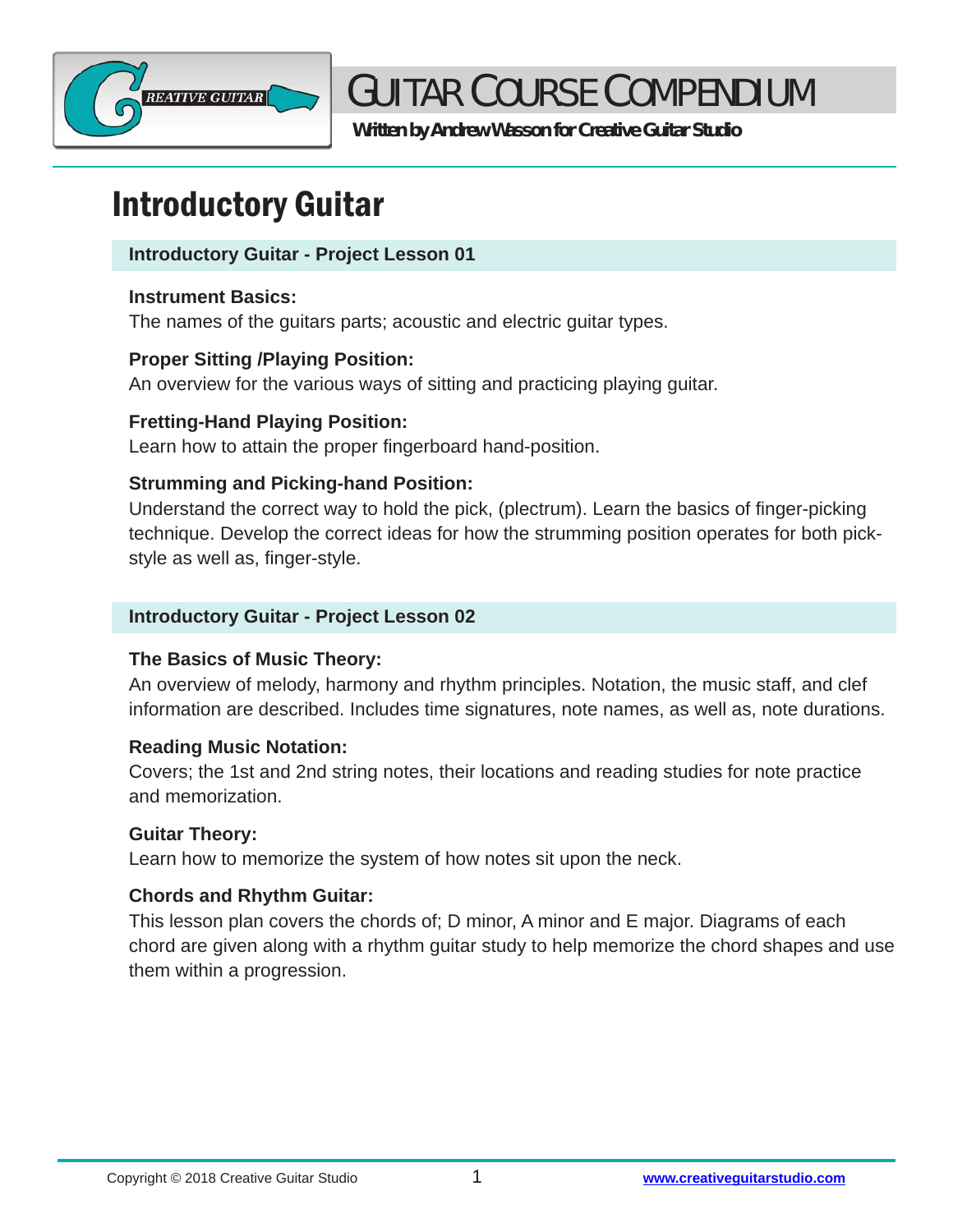# GUITAR COURSE COMPENDIUM

**Written by Andrew Wasson for Creative Guitar Studio**

## Introductory Guitar

### Introductory Guitar - Project Lesson 01

**Instrument Basics:**
The names of the guitars parts; acoustic and electric guitar types.

**Proper Sitting /Playing Position:**
An overview for the various ways of sitting and practicing playing guitar.

**Fretting-Hand Playing Position:**
Learn how to attain the proper fingerboard hand-position.

**Strumming and Picking-hand Position:**
Understand the correct way to hold the pick, (plectrum). Learn the basics of finger-picking technique. Develop the correct ideas for how the strumming position operates for both pick-style as well as, finger-style.

### Introductory Guitar - Project Lesson 02

**The Basics of Music Theory:**
An overview of melody, harmony and rhythm principles. Notation, the music staff, and clef information are described. Includes time signatures, note names, as well as, note durations.

**Reading Music Notation:**
Covers; the 1st and 2nd string notes, their locations and reading studies for note practice and memorization.

**Guitar Theory:**
Learn how to memorize the system of how notes sit upon the neck.

**Chords and Rhythm Guitar:**
This lesson plan covers the chords of; D minor, A minor and E major. Diagrams of each chord are given along with a rhythm guitar study to help memorize the chord shapes and use them within a progression.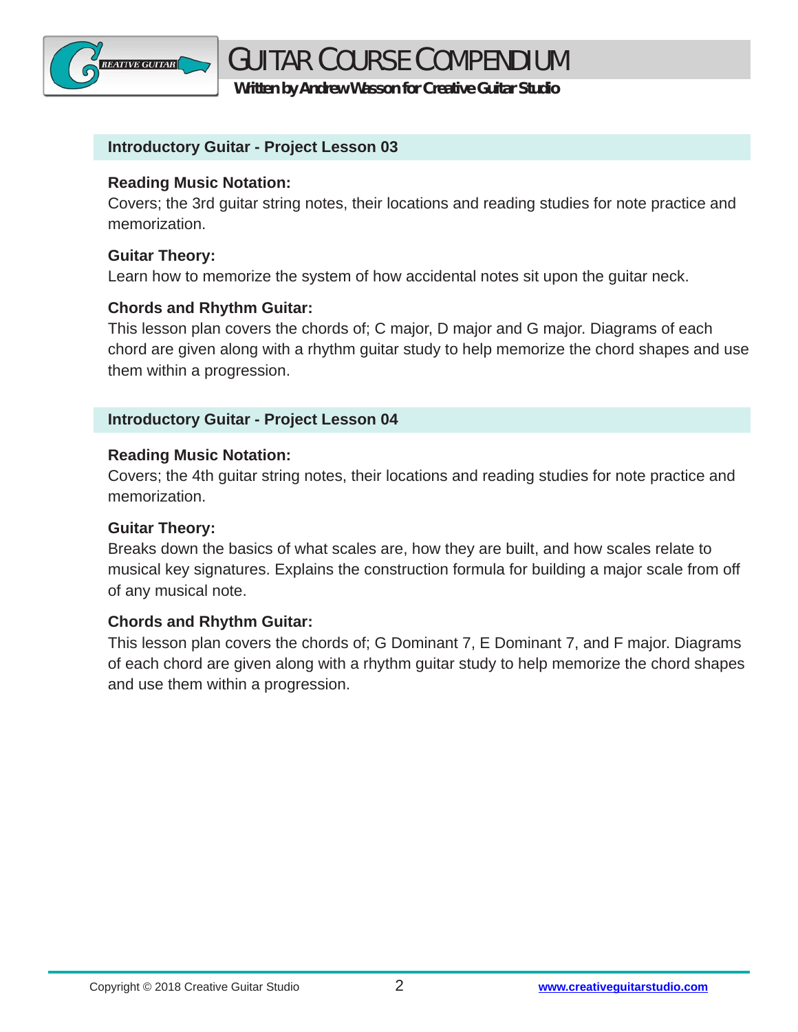## Introductory Guitar - Project Lesson 03

**Reading Music Notation:**
Covers; the 3rd guitar string notes, their locations and reading studies for note practice and memorization.

**Guitar Theory:**
Learn how to memorize the system of how accidental notes sit upon the guitar neck.

**Chords and Rhythm Guitar:**
This lesson plan covers the chords of; C major, D major and G major. Diagrams of each chord are given along with a rhythm guitar study to help memorize the chord shapes and use them within a progression.

## Introductory Guitar - Project Lesson 04

**Reading Music Notation:**
Covers; the 4th guitar string notes, their locations and reading studies for note practice and memorization.

**Guitar Theory:**
Breaks down the basics of what scales are, how they are built, and how scales relate to musical key signatures. Explains the construction formula for building a major scale from off of any musical note.

**Chords and Rhythm Guitar:**
This lesson plan covers the chords of; G Dominant 7, E Dominant 7, and F major. Diagrams of each chord are given along with a rhythm guitar study to help memorize the chord shapes and use them within a progression.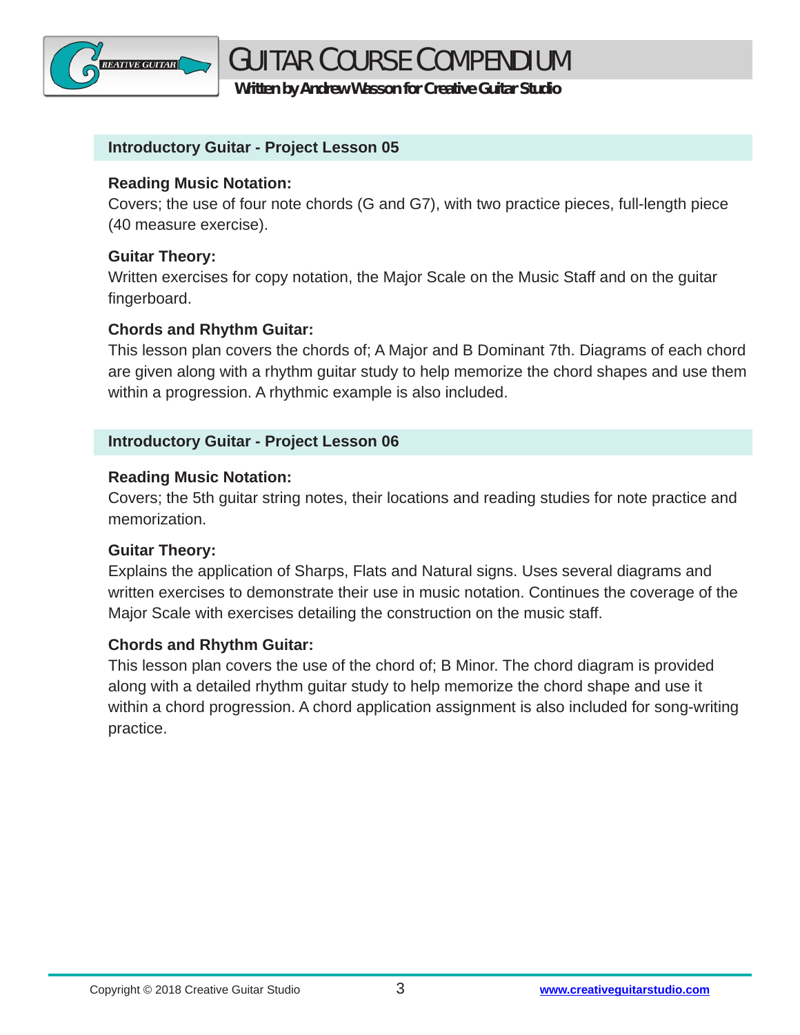## Introductory Guitar - Project Lesson 05

**Reading Music Notation:**
Covers; the use of four note chords (G and G7), with two practice pieces, full-length piece (40 measure exercise).

**Guitar Theory:**
Written exercises for copy notation, the Major Scale on the Music Staff and on the guitar fingerboard.

**Chords and Rhythm Guitar:**
This lesson plan covers the chords of; A Major and B Dominant 7th. Diagrams of each chord are given along with a rhythm guitar study to help memorize the chord shapes and use them within a progression. A rhythmic example is also included.

## Introductory Guitar - Project Lesson 06

**Reading Music Notation:**
Covers; the 5th guitar string notes, their locations and reading studies for note practice and memorization.

**Guitar Theory:**
Explains the application of Sharps, Flats and Natural signs. Uses several diagrams and written exercises to demonstrate their use in music notation. Continues the coverage of the Major Scale with exercises detailing the construction on the music staff.

**Chords and Rhythm Guitar:**
This lesson plan covers the use of the chord of; B Minor. The chord diagram is provided along with a detailed rhythm guitar study to help memorize the chord shape and use it within a chord progression. A chord application assignment is also included for song-writing practice.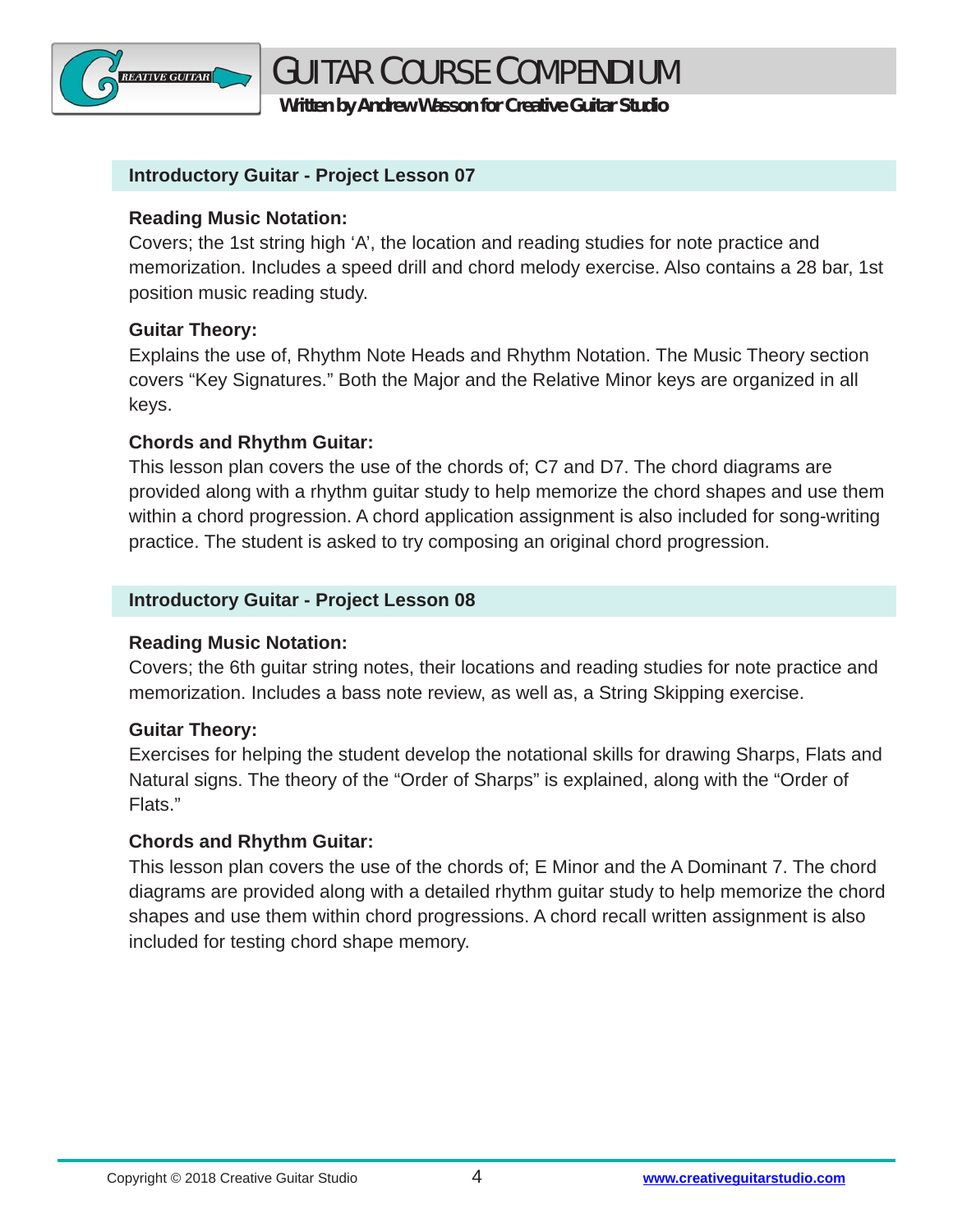## Introductory Guitar - Project Lesson 07

### Reading Music Notation:

Covers; the 1st string high ‘A’, the location and reading studies for note practice and memorization. Includes a speed drill and chord melody exercise. Also contains a 28 bar, 1st position music reading study.

### Guitar Theory:

Explains the use of, Rhythm Note Heads and Rhythm Notation. The Music Theory section covers “Key Signatures.” Both the Major and the Relative Minor keys are organized in all keys.

### Chords and Rhythm Guitar:

This lesson plan covers the use of the chords of; C7 and D7. The chord diagrams are provided along with a rhythm guitar study to help memorize the chord shapes and use them within a chord progression. A chord application assignment is also included for song-writing practice. The student is asked to try composing an original chord progression.

## Introductory Guitar - Project Lesson 08

### Reading Music Notation:

Covers; the 6th guitar string notes, their locations and reading studies for note practice and memorization. Includes a bass note review, as well as, a String Skipping exercise.

### Guitar Theory:

Exercises for helping the student develop the notational skills for drawing Sharps, Flats and Natural signs. The theory of the “Order of Sharps” is explained, along with the “Order of Flats.”

### Chords and Rhythm Guitar:

This lesson plan covers the use of the chords of; E Minor and the A Dominant 7. The chord diagrams are provided along with a detailed rhythm guitar study to help memorize the chord shapes and use them within chord progressions. A chord recall written assignment is also included for testing chord shape memory.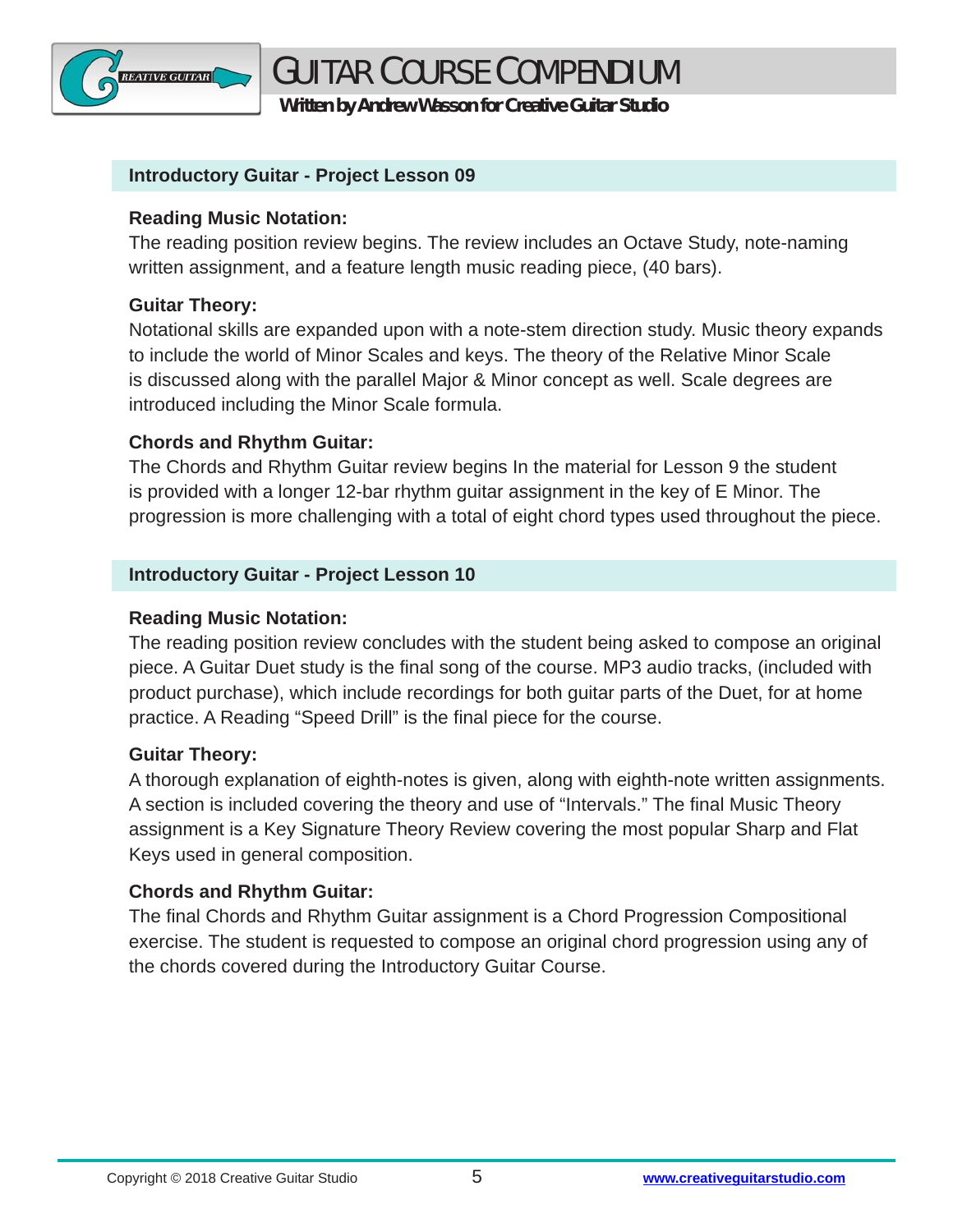## Introductory Guitar - Project Lesson 09

**Reading Music Notation:**
The reading position review begins. The review includes an Octave Study, note-naming written assignment, and a feature length music reading piece, (40 bars).

**Guitar Theory:**
Notational skills are expanded upon with a note-stem direction study. Music theory expands to include the world of Minor Scales and keys. The theory of the Relative Minor Scale is discussed along with the parallel Major & Minor concept as well. Scale degrees are introduced including the Minor Scale formula.

**Chords and Rhythm Guitar:**
The Chords and Rhythm Guitar review begins In the material for Lesson 9 the student is provided with a longer 12-bar rhythm guitar assignment in the key of E Minor. The progression is more challenging with a total of eight chord types used throughout the piece.

## Introductory Guitar - Project Lesson 10

**Reading Music Notation:**
The reading position review concludes with the student being asked to compose an original piece. A Guitar Duet study is the final song of the course. MP3 audio tracks, (included with product purchase), which include recordings for both guitar parts of the Duet, for at home practice. A Reading "Speed Drill" is the final piece for the course.

**Guitar Theory:**
A thorough explanation of eighth-notes is given, along with eighth-note written assignments. A section is included covering the theory and use of "Intervals." The final Music Theory assignment is a Key Signature Theory Review covering the most popular Sharp and Flat Keys used in general composition.

**Chords and Rhythm Guitar:**
The final Chords and Rhythm Guitar assignment is a Chord Progression Compositional exercise. The student is requested to compose an original chord progression using any of the chords covered during the Introductory Guitar Course.